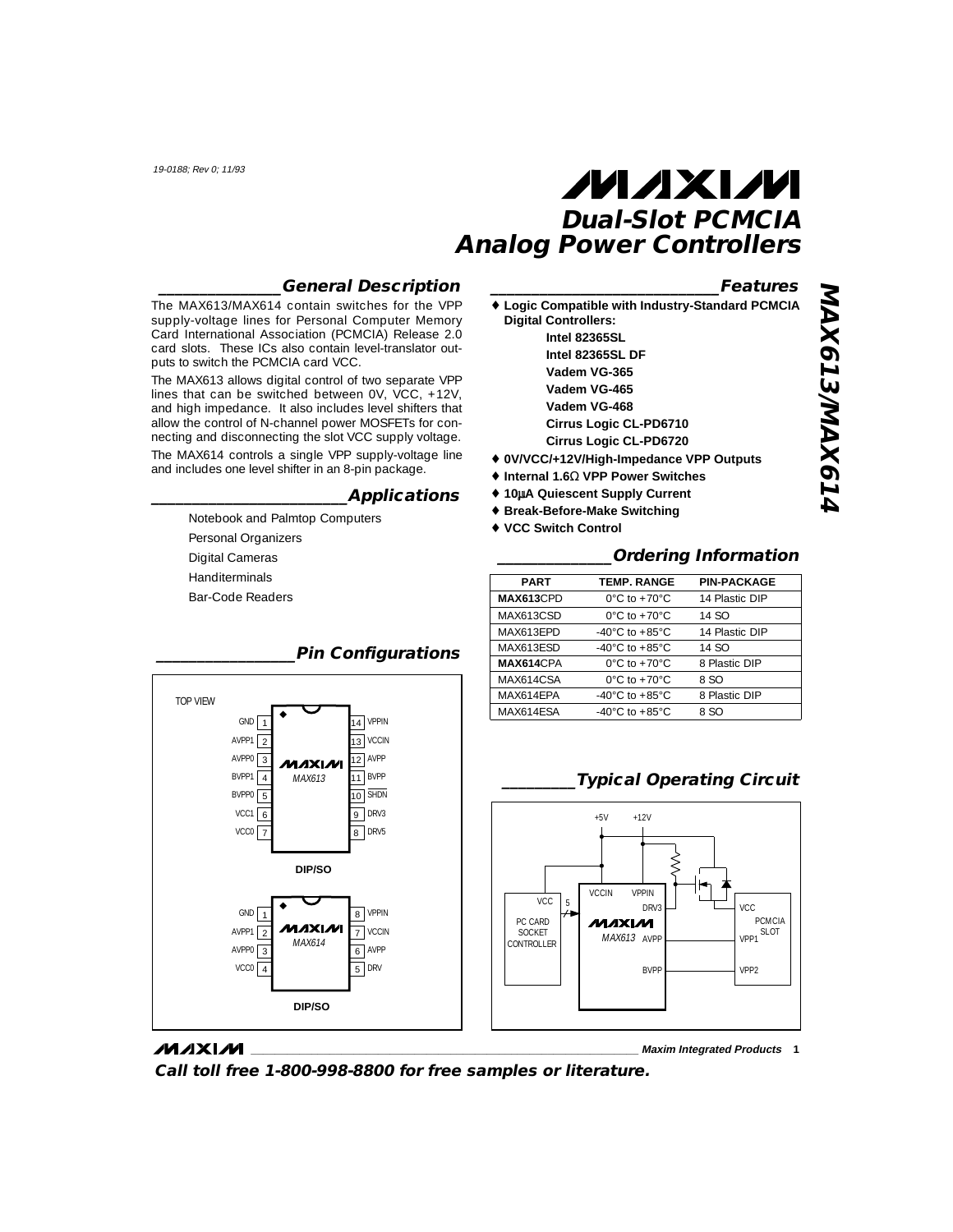19-0188; Rev 0; 11/93

# Dual-Slot PCMCIA Analog Power Controllers

## General Description

The MAX613/MAX614 contain switches for the VPP supply-voltage lines for Personal Computer Memory Card International Association (PCMCIA) Release 2.0 card slots. These ICs also contain level-translator outputs to switch the PCMCIA card VCC.

The MAX613 allows digital control of two separate VPP lines that can be switched between 0V, VCC, +12V, and high impedance. It also includes level shifters that allow the control of N-channel power MOSFETs for connecting and disconnecting the slot VCC supply voltage.

The MAX614 controls a single VPP supply-voltage line and includes one level shifter in an 8-pin package.

## Applications

- Notebook and Palmtop Computers
- Personal Organizers
- Digital Cameras
- Handiterminals
- Bar-Code Readers

## Features

- ♦ **Logic Compatible with Industry-Standard PCMCIA Digital Controllers:**
  - **Intel 82365SL**
  - **Intel 82365SL DF**
  - **Vadem VG-365**
  - **Vadem VG-465**
  - **Vadem VG-468**
  - **Cirrus Logic CL-PD6710**
  - **Cirrus Logic CL-PD6720**
- ♦ **0V/VCC/+12V/High-Impedance VPP Outputs**
- ♦ **Internal 1.6Ω VPP Power Switches**
- ♦ **10µA Quiescent Supply Current**
- ♦ **Break-Before-Make Switching**
- ♦ **VCC Switch Control**

## Ordering Information

| PART | TEMP. RANGE | PIN-PACKAGE |
|---|---|---|
| **MAX613**CPD | 0°C to +70°C | 14 Plastic DIP |
| MAX613CSD | 0°C to +70°C | 14 SO |
| MAX613EPD | -40°C to +85°C | 14 Plastic DIP |
| MAX613ESD | -40°C to +85°C | 14 SO |
| **MAX614**CPA | 0°C to +70°C | 8 Plastic DIP |
| MAX614CSA | 0°C to +70°C | 8 SO |
| MAX614EPA | -40°C to +85°C | 8 Plastic DIP |
| MAX614ESA | -40°C to +85°C | 8 SO |

## Pin Configurations

TOP VIEW

**MAX613 (DIP/SO)**

| Pin | Name | Pin | Name |
|---|---|---|---|
| 1 | GND | 14 | VPPIN |
| 2 | AVPP1 | 13 | VCCIN |
| 3 | AVPP0 | 12 | AVPP |
| 4 | BVPP1 | 11 | BVPP |
| 5 | BVPP0 | 10 | SHDN |
| 6 | VCC1 | 9 | DRV3 |
| 7 | VCC0 | 8 | DRV5 |

**MAX614 (DIP/SO)**

| Pin | Name | Pin | Name |
|---|---|---|---|
| 1 | GND | 8 | VPPIN |
| 2 | AVPP1 | 7 | VCCIN |
| 3 | AVPP0 | 6 | AVPP |
| 4 | VCC0 | 5 | DRV |

## Typical Operating Circuit

+5V, +12V, VCC, PC CARD SOCKET CONTROLLER, 5, VCCIN, VPPIN, DRV3, MAX613, AVPP, BVPP, VCC, PCMCIA SLOT, VPP1, VPP2

**Call toll free 1-800-998-8800 for free samples or literature.**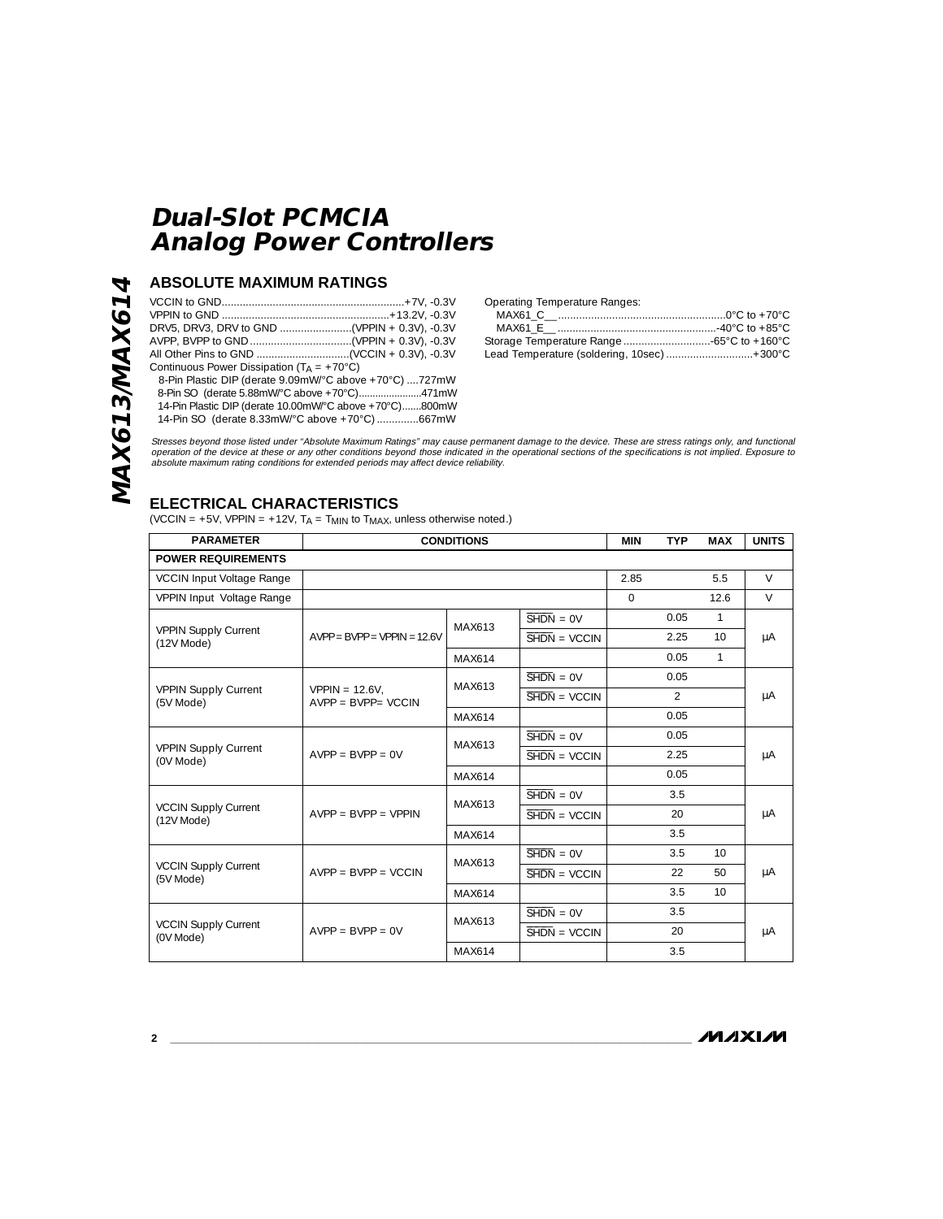## ABSOLUTE MAXIMUM RATINGS

VCCIN to GND .....................................................+7V, -0.3V
VPPIN to GND .....................................................+13.2V, -0.3V
DRV5, DRV3, DRV to GND ........................(VPPIN + 0.3V), -0.3V
AVPP, BVPP to GND ..................................(VPPIN + 0.3V), -0.3V
All Other Pins to GND ...............................(VCCIN + 0.3V), -0.3V
Continuous Power Dissipation ($T_A$ = +70°C)
8-Pin Plastic DIP (derate 9.09mW/°C above +70°C) ....727mW
8-Pin SO (derate 5.88mW/°C above +70°C)......................471mW
14-Pin Plastic DIP (derate 10.00mW/°C above +70°C).......800mW
14-Pin SO (derate 8.33mW/°C above +70°C) .............667mW

Operating Temperature Ranges:
MAX61_C__ ......................................................0°C to +70°C
MAX61_E__ ....................................................-40°C to +85°C
Storage Temperature Range .............................-65°C to +160°C
Lead Temperature (soldering, 10sec) .............................+300°C

*Stresses beyond those listed under "Absolute Maximum Ratings" may cause permanent damage to the device. These are stress ratings only, and functional operation of the device at these or any other conditions beyond those indicated in the operational sections of the specifications is not implied. Exposure to absolute maximum rating conditions for extended periods may affect device reliability.*

## ELECTRICAL CHARACTERISTICS

(VCCIN = +5V, VPPIN = +12V, $T_A$ = $T_{MIN}$ to $T_{MAX}$, unless otherwise noted.)

| PARAMETER | CONDITIONS | | | MIN | TYP | MAX | UNITS |
|---|---|---|---|---|---|---|---|
| **POWER REQUIREMENTS** | | | | | | | |
| VCCIN Input Voltage Range | | | | 2.85 | | 5.5 | V |
| VPPIN Input Voltage Range | | | | 0 | | 12.6 | V |
| VPPIN Supply Current (12V Mode) | AVPP = BVPP = VPPIN = 12.6V | MAX613 | $\overline{SHDN}$ = 0V | | 0.05 | 1 | µA |
| | | | $\overline{SHDN}$ = VCCIN | | 2.25 | 10 | |
| | | MAX614 | | | 0.05 | 1 | |
| VPPIN Supply Current (5V Mode) | VPPIN = 12.6V, AVPP = BVPP= VCCIN | MAX613 | $\overline{SHDN}$ = 0V | | 0.05 | | µA |
| | | | $\overline{SHDN}$ = VCCIN | | 2 | | |
| | | MAX614 | | | 0.05 | | |
| VPPIN Supply Current (0V Mode) | AVPP = BVPP = 0V | MAX613 | $\overline{SHDN}$ = 0V | | 0.05 | | µA |
| | | | $\overline{SHDN}$ = VCCIN | | 2.25 | | |
| | | MAX614 | | | 0.05 | | |
| VCCIN Supply Current (12V Mode) | AVPP = BVPP = VPPIN | MAX613 | $\overline{SHDN}$ = 0V | | 3.5 | | µA |
| | | | $\overline{SHDN}$ = VCCIN | | 20 | | |
| | | MAX614 | | | 3.5 | | |
| VCCIN Supply Current (5V Mode) | AVPP = BVPP = VCCIN | MAX613 | $\overline{SHDN}$ = 0V | | 3.5 | 10 | µA |
| | | | $\overline{SHDN}$ = VCCIN | | 22 | 50 | |
| | | MAX614 | | | 3.5 | 10 | |
| VCCIN Supply Current (0V Mode) | AVPP = BVPP = 0V | MAX613 | $\overline{SHDN}$ = 0V | | 3.5 | | µA |
| | | | $\overline{SHDN}$ = VCCIN | | 20 | | |
| | | MAX614 | | | 3.5 | | |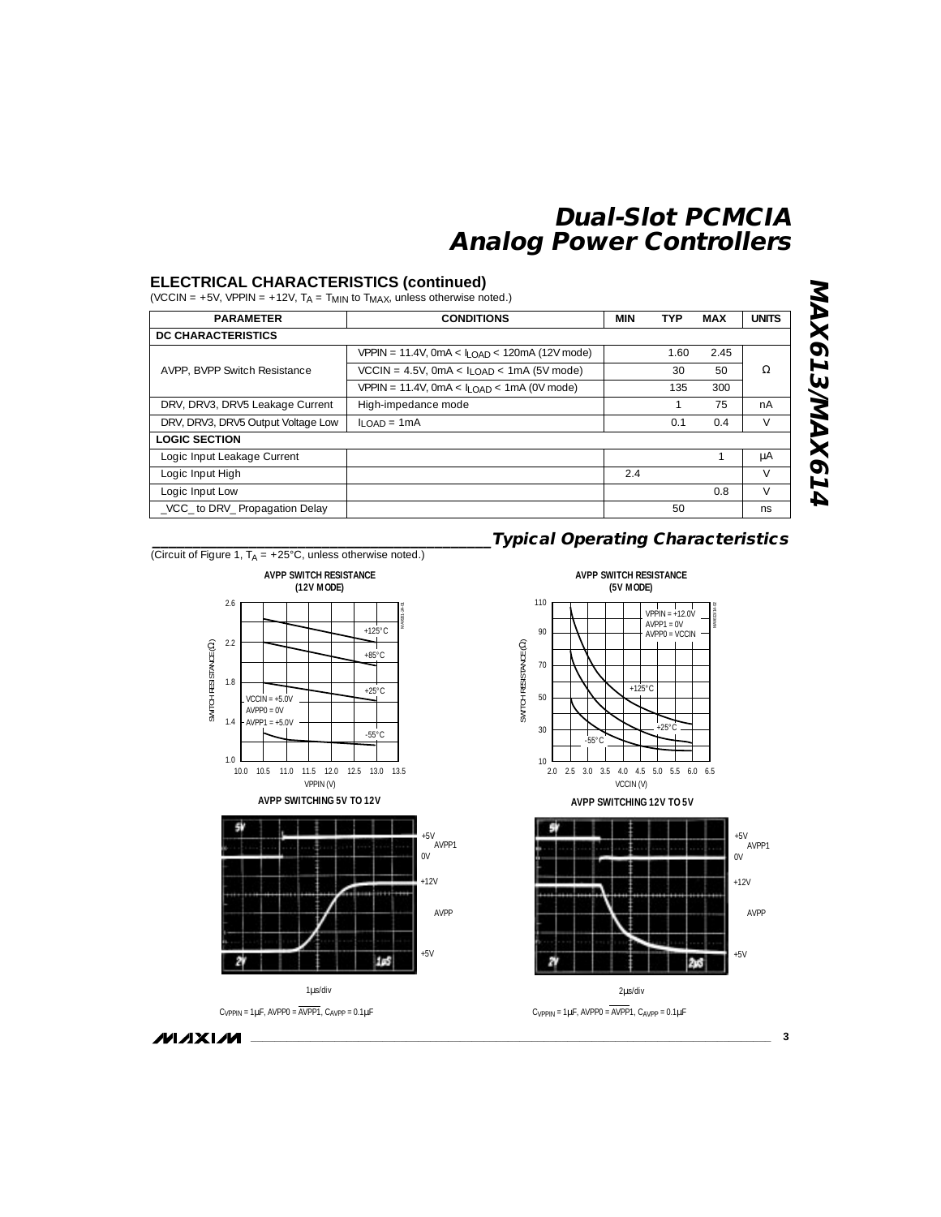## ELECTRICAL CHARACTERISTICS (continued)

(VCCIN = +5V, VPPIN = +12V, $T_A$ = $T_{MIN}$ to $T_{MAX}$, unless otherwise noted.)

| PARAMETER | CONDITIONS | MIN | TYP | MAX | UNITS |
|---|---|---|---|---|---|
| **DC CHARACTERISTICS** | | | | | |
| AVPP, BVPP Switch Resistance | VPPIN = 11.4V, 0mA < $I_{LOAD}$ < 120mA (12V mode) | | 1.60 | 2.45 | Ω |
| | VCCIN = 4.5V, 0mA < $I_{LOAD}$ < 1mA (5V mode) | | 30 | 50 | |
| | VPPIN = 11.4V, 0mA < $I_{LOAD}$ < 1mA (0V mode) | | 135 | 300 | |
| DRV, DRV3, DRV5 Leakage Current | High-impedance mode | | 1 | 75 | nA |
| DRV, DRV3, DRV5 Output Voltage Low | $I_{LOAD}$ = 1mA | | 0.1 | 0.4 | V |
| **LOGIC SECTION** | | | | | |
| Logic Input Leakage Current | | | | 1 | µA |
| Logic Input High | | 2.4 | | | V |
| Logic Input Low | | | | 0.8 | V |
| _VCC_ to DRV_ Propagation Delay | | | 50 | | ns |

## Typical Operating Characteristics

(Circuit of Figure 1, $T_A$ = +25°C, unless otherwise noted.)

**AVPP SWITCH RESISTANCE (12V MODE)**

VCCIN = +5.0V, AVPP0 = 0V, AVPP1 = +5.0V

**AVPP SWITCH RESISTANCE (5V MODE)**

VPPIN = +12.0V, AVPP1 = 0V, AVPP0 = VCCIN

**AVPP SWITCHING 5V TO 12V**

1µs/div

$C_{VPPIN}$ = 1µF, AVPP0 = $\overline{AVPP1}$, $C_{AVPP}$ = 0.1µF

**AVPP SWITCHING 12V TO 5V**

2µs/div

$C_{VPPIN}$ = 1µF, AVPP0 = $\overline{AVPP1}$, $C_{AVPP}$ = 0.1µF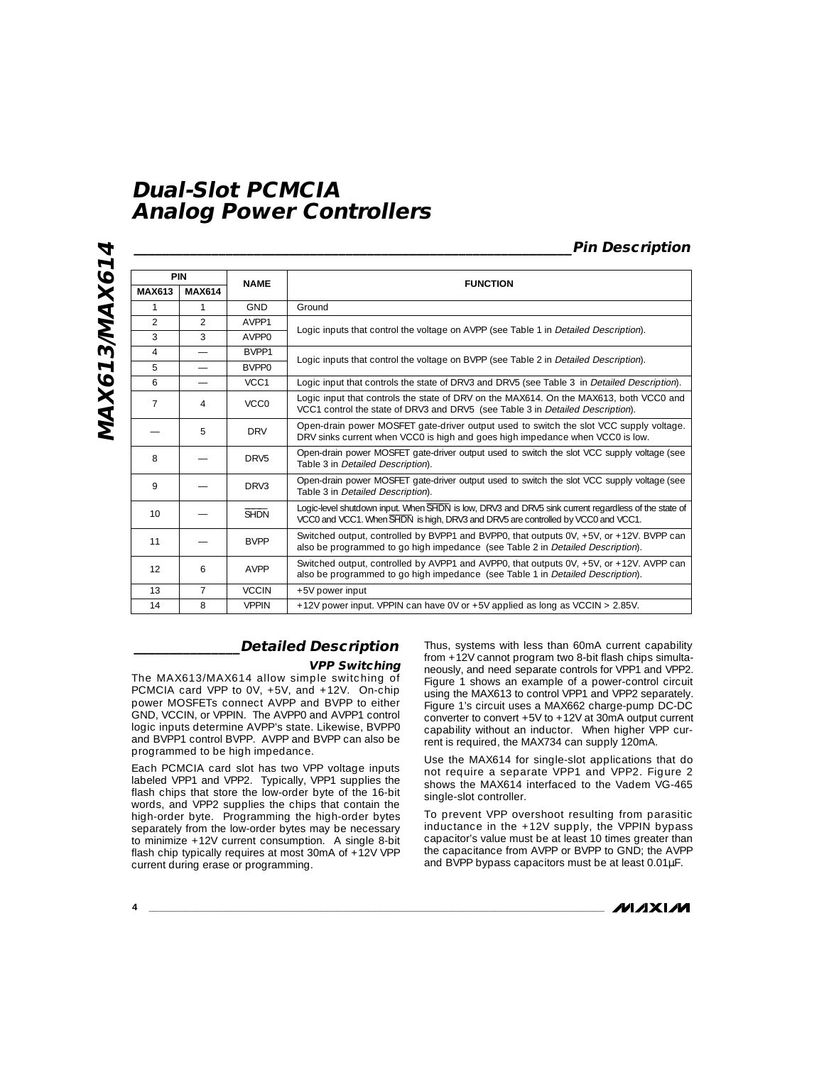# Dual-Slot PCMCIA Analog Power Controllers

## Pin Description

| PIN | | NAME | FUNCTION |
|---|---|---|---|
| MAX613 | MAX614 | | |
| 1 | 1 | GND | Ground |
| 2 | 2 | AVPP1 | Logic inputs that control the voltage on AVPP (see Table 1 in *Detailed Description*). |
| 3 | 3 | AVPP0 | |
| 4 | — | BVPP1 | Logic inputs that control the voltage on BVPP (see Table 2 in *Detailed Description*). |
| 5 | — | BVPP0 | |
| 6 | — | VCC1 | Logic input that controls the state of DRV3 and DRV5 (see Table 3 in *Detailed Description*). |
| 7 | 4 | VCC0 | Logic input that controls the state of DRV on the MAX614. On the MAX613, both VCC0 and VCC1 control the state of DRV3 and DRV5 (see Table 3 in *Detailed Description*). |
| — | 5 | DRV | Open-drain power MOSFET gate-driver output used to switch the slot VCC supply voltage. DRV sinks current when VCC0 is high and goes high impedance when VCC0 is low. |
| 8 | — | DRV5 | Open-drain power MOSFET gate-driver output used to switch the slot VCC supply voltage (see Table 3 in *Detailed Description*). |
| 9 | — | DRV3 | Open-drain power MOSFET gate-driver output used to switch the slot VCC supply voltage (see Table 3 in *Detailed Description*). |
| 10 | — | $\overline{SHDN}$ | Logic-level shutdown input. When $\overline{SHDN}$ is low, DRV3 and DRV5 sink current regardless of the state of VCC0 and VCC1. When $\overline{SHDN}$ is high, DRV3 and DRV5 are controlled by VCC0 and VCC1. |
| 11 | — | BVPP | Switched output, controlled by BVPP1 and BVPP0, that outputs 0V, +5V, or +12V. BVPP can also be programmed to go high impedance (see Table 2 in *Detailed Description*). |
| 12 | 6 | AVPP | Switched output, controlled by AVPP1 and AVPP0, that outputs 0V, +5V, or +12V. AVPP can also be programmed to go high impedance (see Table 1 in *Detailed Description*). |
| 13 | 7 | VCCIN | +5V power input |
| 14 | 8 | VPPIN | +12V power input. VPPIN can have 0V or +5V applied as long as VCCIN > 2.85V. |

## Detailed Description

### VPP Switching

The MAX613/MAX614 allow simple switching of PCMCIA card VPP to 0V, +5V, and +12V. On-chip power MOSFETs connect AVPP and BVPP to either GND, VCCIN, or VPPIN. The AVPP0 and AVPP1 control logic inputs determine AVPP's state. Likewise, BVPP0 and BVPP1 control BVPP. AVPP and BVPP can also be programmed to be high impedance.

Each PCMCIA card slot has two VPP voltage inputs labeled VPP1 and VPP2. Typically, VPP1 supplies the flash chips that store the low-order byte of the 16-bit words, and VPP2 supplies the chips that contain the high-order byte. Programming the high-order bytes separately from the low-order bytes may be necessary to minimize +12V current consumption. A single 8-bit flash chip typically requires at most 30mA of +12V VPP current during erase or programming. Thus, systems with less than 60mA current capability from +12V cannot program two 8-bit flash chips simultaneously, and need separate controls for VPP1 and VPP2. Figure 1 shows an example of a power-control circuit using the MAX613 to control VPP1 and VPP2 separately. Figure 1's circuit uses a MAX662 charge-pump DC-DC converter to convert +5V to +12V at 30mA output current capability without an inductor. When higher VPP current is required, the MAX734 can supply 120mA.

Use the MAX614 for single-slot applications that do not require a separate VPP1 and VPP2. Figure 2 shows the MAX614 interfaced to the Vadem VG-465 single-slot controller.

To prevent VPP overshoot resulting from parasitic inductance in the +12V supply, the VPPIN bypass capacitor's value must be at least 10 times greater than the capacitance from AVPP or BVPP to GND; the AVPP and BVPP bypass capacitors must be at least 0.01µF.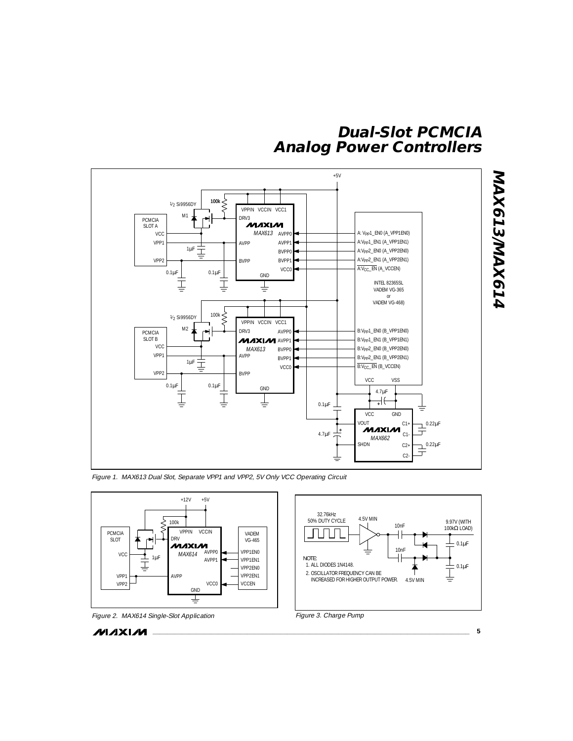Figure 1. MAX613 Dual Slot, Separate VPP1 and VPP2, 5V Only VCC Operating Circuit

Figure 2. MAX614 Single-Slot Application

Figure 3. Charge Pump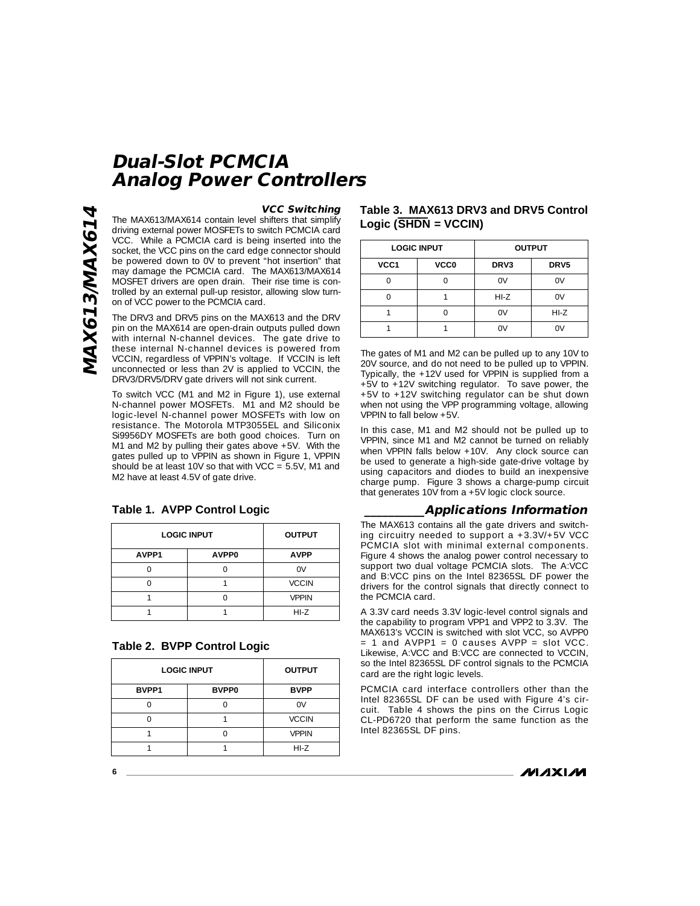### VCC Switching

The MAX613/MAX614 contain level shifters that simplify driving external power MOSFETs to switch PCMCIA card VCC. While a PCMCIA card is being inserted into the socket, the VCC pins on the card edge connector should be powered down to 0V to prevent "hot insertion" that may damage the PCMCIA card. The MAX613/MAX614 MOSFET drivers are open drain. Their rise time is controlled by an external pull-up resistor, allowing slow turn-on of VCC power to the PCMCIA card.

The DRV3 and DRV5 pins on the MAX613 and the DRV pin on the MAX614 are open-drain outputs pulled down with internal N-channel devices. The gate drive to these internal N-channel devices is powered from VCCIN, regardless of VPPIN's voltage. If VCCIN is left unconnected or less than 2V is applied to VCCIN, the DRV3/DRV5/DRV gate drivers will not sink current.

To switch VCC (M1 and M2 in Figure 1), use external N-channel power MOSFETs. M1 and M2 should be logic-level N-channel power MOSFETs with low on resistance. The Motorola MTP3055EL and Siliconix Si9956DY MOSFETs are both good choices. Turn on M1 and M2 by pulling their gates above +5V. With the gates pulled up to VPPIN as shown in Figure 1, VPPIN should be at least 10V so that with VCC = 5.5V, M1 and M2 have at least 4.5V of gate drive.

**Table 1. AVPP Control Logic**

| LOGIC INPUT | | OUTPUT |
|---|---|---|
| AVPP1 | AVPP0 | AVPP |
| 0 | 0 | 0V |
| 0 | 1 | VCCIN |
| 1 | 0 | VPPIN |
| 1 | 1 | HI-Z |

**Table 2. BVPP Control Logic**

| LOGIC INPUT | | OUTPUT |
|---|---|---|
| BVPP1 | BVPP0 | BVPP |
| 0 | 0 | 0V |
| 0 | 1 | VCCIN |
| 1 | 0 | VPPIN |
| 1 | 1 | HI-Z |

**Table 3. MAX613 DRV3 and DRV5 Control Logic ($\overline{SHDN}$ = VCCIN)**

| LOGIC INPUT | | OUTPUT | |
|---|---|---|---|
| VCC1 | VCC0 | DRV3 | DRV5 |
| 0 | 0 | 0V | 0V |
| 0 | 1 | HI-Z | 0V |
| 1 | 0 | 0V | HI-Z |
| 1 | 1 | 0V | 0V |

The gates of M1 and M2 can be pulled up to any 10V to 20V source, and do not need to be pulled up to VPPIN. Typically, the +12V used for VPPIN is supplied from a +5V to +12V switching regulator. To save power, the +5V to +12V switching regulator can be shut down when not using the VPP programming voltage, allowing VPPIN to fall below +5V.

In this case, M1 and M2 should not be pulled up to VPPIN, since M1 and M2 cannot be turned on reliably when VPPIN falls below +10V. Any clock source can be used to generate a high-side gate-drive voltage by using capacitors and diodes to build an inexpensive charge pump. Figure 3 shows a charge-pump circuit that generates 10V from a +5V logic clock source.

## Applications Information

The MAX613 contains all the gate drivers and switching circuitry needed to support a +3.3V/+5V VCC PCMCIA slot with minimal external components. Figure 4 shows the analog power control necessary to support two dual voltage PCMCIA slots. The A:VCC and B:VCC pins on the Intel 82365SL DF power the drivers for the control signals that directly connect to the PCMCIA card.

A 3.3V card needs 3.3V logic-level control signals and the capability to program VPP1 and VPP2 to 3.3V. The MAX613's VCCIN is switched with slot VCC, so AVPP0 = 1 and AVPP1 = 0 causes AVPP = slot VCC. Likewise, A:VCC and B:VCC are connected to VCCIN, so the Intel 82365SL DF control signals to the PCMCIA card are the right logic levels.

PCMCIA card interface controllers other than the Intel 82365SL DF can be used with Figure 4's circuit. Table 4 shows the pins on the Cirrus Logic CL-PD6720 that perform the same function as the Intel 82365SL DF pins.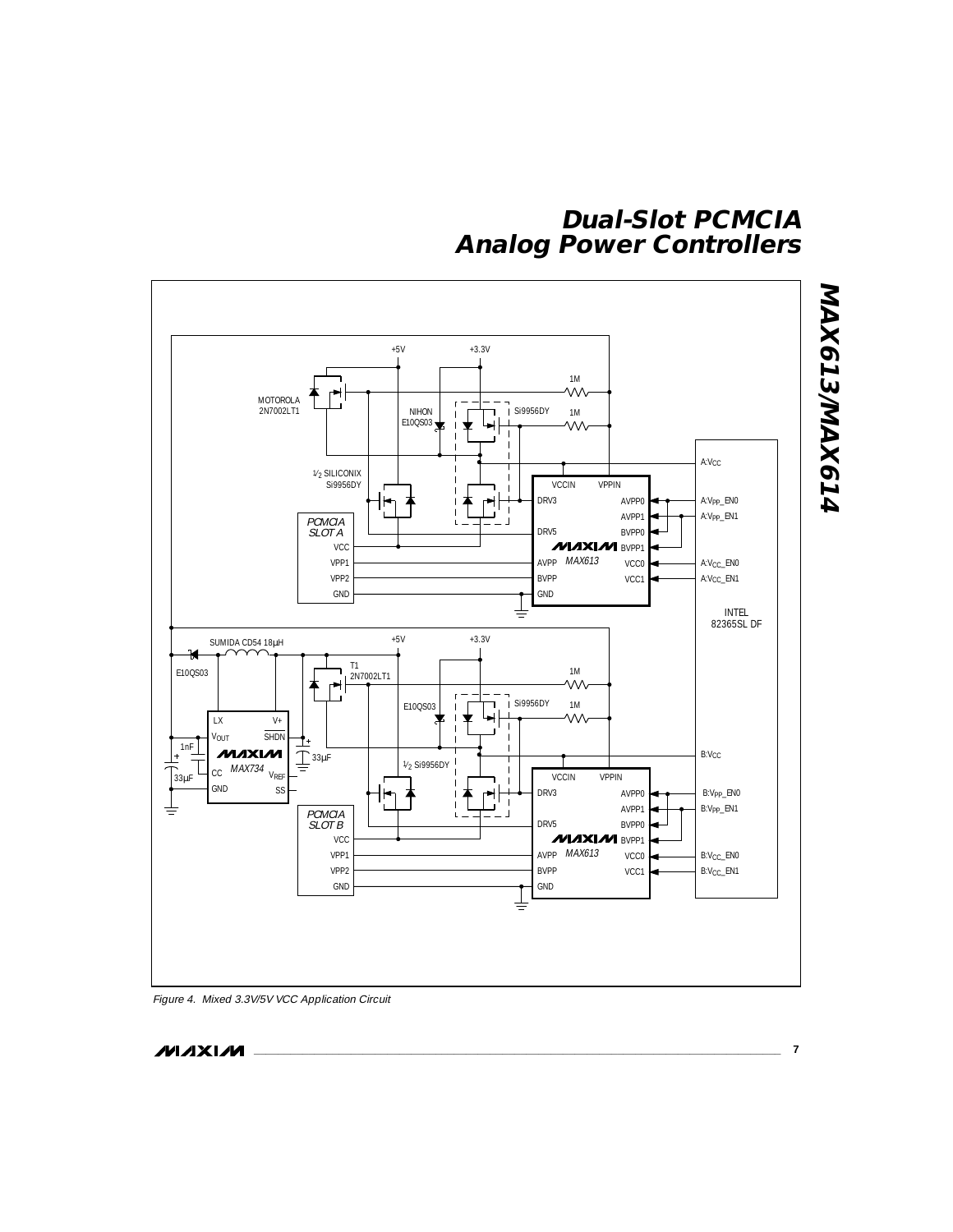Figure 4. Mixed 3.3V/5V VCC Application Circuit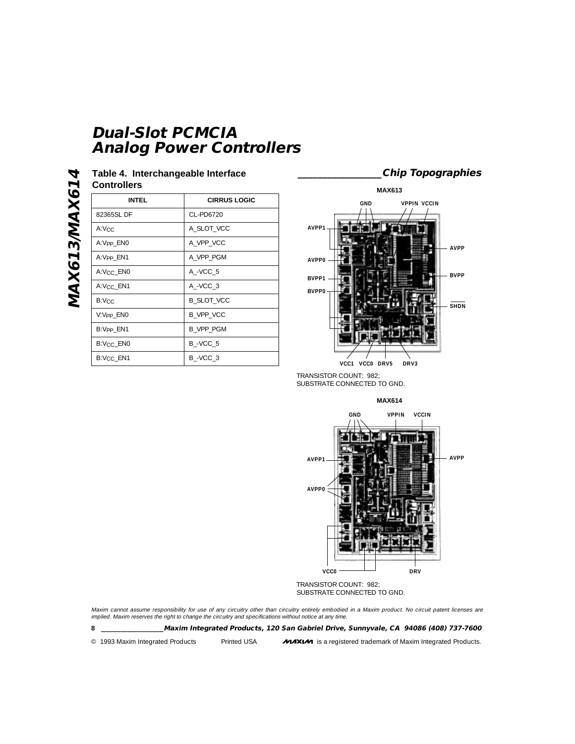## Table 4. Interchangeable Interface Controllers

| INTEL | CIRRUS LOGIC |
|---|---|
| 82365SL DF | CL-PD6720 |
| A:$V_{CC}$ | A_SLOT_VCC |
| A:$V_{PP}$_EN0 | A_VPP_VCC |
| A:$V_{PP}$_EN1 | A_VPP_PGM |
| A:$V_{CC}$_EN0 | A_-VCC_5 |
| A:$V_{CC}$_EN1 | A_-VCC_3 |
| B:$V_{CC}$ | B_SLOT_VCC |
| V:$V_{PP}$_EN0 | B_VPP_VCC |
| B:$V_{PP}$_EN1 | B_VPP_PGM |
| B:$V_{CC}$_EN0 | B_-VCC_5 |
| B:$V_{CC}$_EN1 | B_-VCC_3 |

## Chip Topographies

MAX613

GND
VPPIN
VCCIN
AVPP1
AVPP
AVPP0
BVPP1
BVPP
BVPP0
SHDN
VCC1
VCC0
DRV5
DRV3

TRANSISTOR COUNT: 982;
SUBSTRATE CONNECTED TO GND.

MAX614

GND
VPPIN
VCCIN
AVPP1
AVPP
AVPP0
VCC0
DRV

TRANSISTOR COUNT: 982;
SUBSTRATE CONNECTED TO GND.

*Maxim cannot assume responsibility for use of any circuitry other than circuitry entirely embodied in a Maxim product. No circuit patent licenses are implied. Maxim reserves the right to change the circuitry and specifications without notice at any time.*

***Maxim Integrated Products, 120 San Gabriel Drive, Sunnyvale, CA 94086 (408) 737-7600***

© 1993 Maxim Integrated Products Printed USA MAXIM is a registered trademark of Maxim Integrated Products.